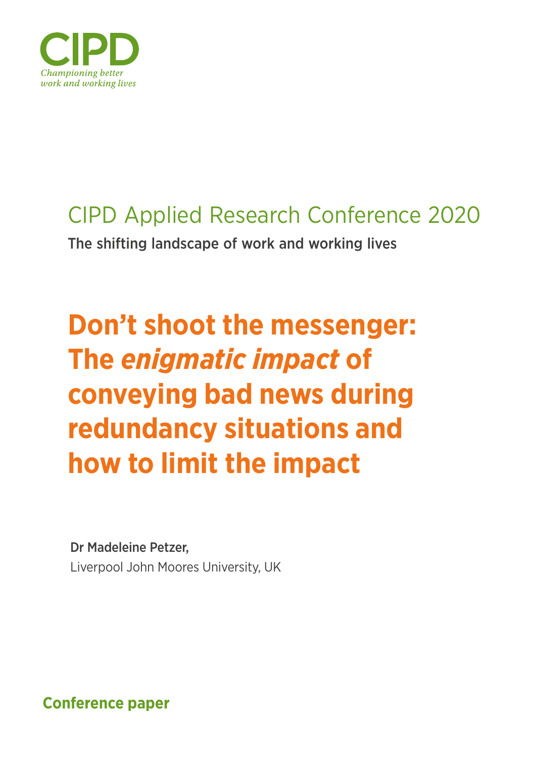CIPD

*Championing better work and working lives*

## CIPD Applied Research Conference 2020

The shifting landscape of work and working lives

# Don't shoot the messenger: The *enigmatic impact* of conveying bad news during redundancy situations and how to limit the impact

**Dr Madeleine Petzer,**
Liverpool John Moores University, UK

**Conference paper**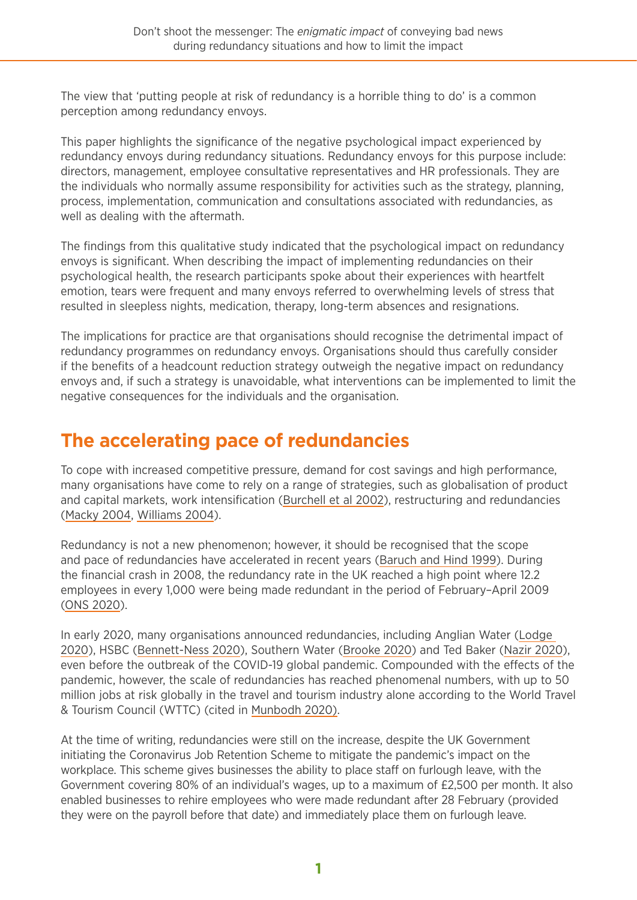The view that 'putting people at risk of redundancy is a horrible thing to do' is a common perception among redundancy envoys.

This paper highlights the significance of the negative psychological impact experienced by redundancy envoys during redundancy situations. Redundancy envoys for this purpose include: directors, management, employee consultative representatives and HR professionals. They are the individuals who normally assume responsibility for activities such as the strategy, planning, process, implementation, communication and consultations associated with redundancies, as well as dealing with the aftermath.

The findings from this qualitative study indicated that the psychological impact on redundancy envoys is significant. When describing the impact of implementing redundancies on their psychological health, the research participants spoke about their experiences with heartfelt emotion, tears were frequent and many envoys referred to overwhelming levels of stress that resulted in sleepless nights, medication, therapy, long-term absences and resignations.

The implications for practice are that organisations should recognise the detrimental impact of redundancy programmes on redundancy envoys. Organisations should thus carefully consider if the benefits of a headcount reduction strategy outweigh the negative impact on redundancy envoys and, if such a strategy is unavoidable, what interventions can be implemented to limit the negative consequences for the individuals and the organisation.

## The accelerating pace of redundancies

To cope with increased competitive pressure, demand for cost savings and high performance, many organisations have come to rely on a range of strategies, such as globalisation of product and capital markets, work intensification (Burchell et al 2002), restructuring and redundancies (Macky 2004, Williams 2004).

Redundancy is not a new phenomenon; however, it should be recognised that the scope and pace of redundancies have accelerated in recent years (Baruch and Hind 1999). During the financial crash in 2008, the redundancy rate in the UK reached a high point where 12.2 employees in every 1,000 were being made redundant in the period of February–April 2009 (ONS 2020).

In early 2020, many organisations announced redundancies, including Anglian Water (Lodge 2020), HSBC (Bennett-Ness 2020), Southern Water (Brooke 2020) and Ted Baker (Nazir 2020), even before the outbreak of the COVID-19 global pandemic. Compounded with the effects of the pandemic, however, the scale of redundancies has reached phenomenal numbers, with up to 50 million jobs at risk globally in the travel and tourism industry alone according to the World Travel & Tourism Council (WTTC) (cited in Munbodh 2020).

At the time of writing, redundancies were still on the increase, despite the UK Government initiating the Coronavirus Job Retention Scheme to mitigate the pandemic's impact on the workplace. This scheme gives businesses the ability to place staff on furlough leave, with the Government covering 80% of an individual's wages, up to a maximum of £2,500 per month. It also enabled businesses to rehire employees who were made redundant after 28 February (provided they were on the payroll before that date) and immediately place them on furlough leave.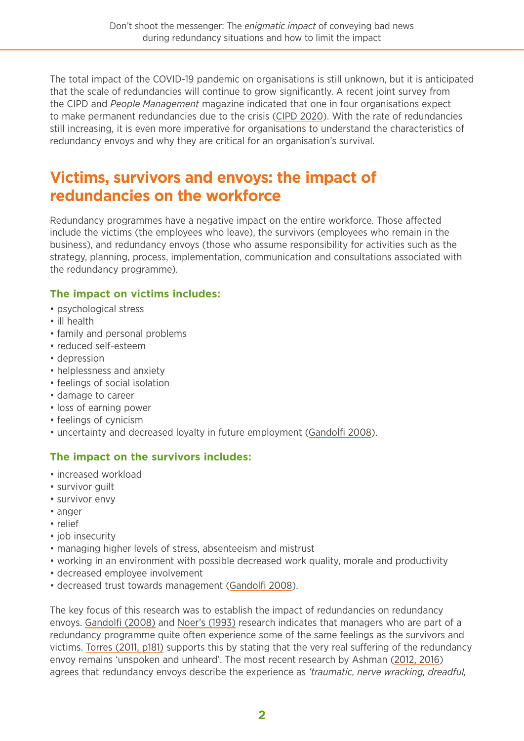The total impact of the COVID-19 pandemic on organisations is still unknown, but it is anticipated that the scale of redundancies will continue to grow significantly. A recent joint survey from the CIPD and *People Management* magazine indicated that one in four organisations expect to make permanent redundancies due to the crisis (CIPD 2020). With the rate of redundancies still increasing, it is even more imperative for organisations to understand the characteristics of redundancy envoys and why they are critical for an organisation's survival.

## Victims, survivors and envoys: the impact of redundancies on the workforce

Redundancy programmes have a negative impact on the entire workforce. Those affected include the victims (the employees who leave), the survivors (employees who remain in the business), and redundancy envoys (those who assume responsibility for activities such as the strategy, planning, process, implementation, communication and consultations associated with the redundancy programme).

### The impact on victims includes:

- psychological stress
- ill health
- family and personal problems
- reduced self-esteem
- depression
- helplessness and anxiety
- feelings of social isolation
- damage to career
- loss of earning power
- feelings of cynicism
- uncertainty and decreased loyalty in future employment (Gandolfi 2008).

### The impact on the survivors includes:

- increased workload
- survivor guilt
- survivor envy
- anger
- relief
- job insecurity
- managing higher levels of stress, absenteeism and mistrust
- working in an environment with possible decreased work quality, morale and productivity
- decreased employee involvement
- decreased trust towards management (Gandolfi 2008).

The key focus of this research was to establish the impact of redundancies on redundancy envoys. Gandolfi (2008) and Noer's (1993) research indicates that managers who are part of a redundancy programme quite often experience some of the same feelings as the survivors and victims. Torres (2011, p181) supports this by stating that the very real suffering of the redundancy envoy remains 'unspoken and unheard'. The most recent research by Ashman (2012, 2016) agrees that redundancy envoys describe the experience as *'traumatic, nerve wracking, dreadful,*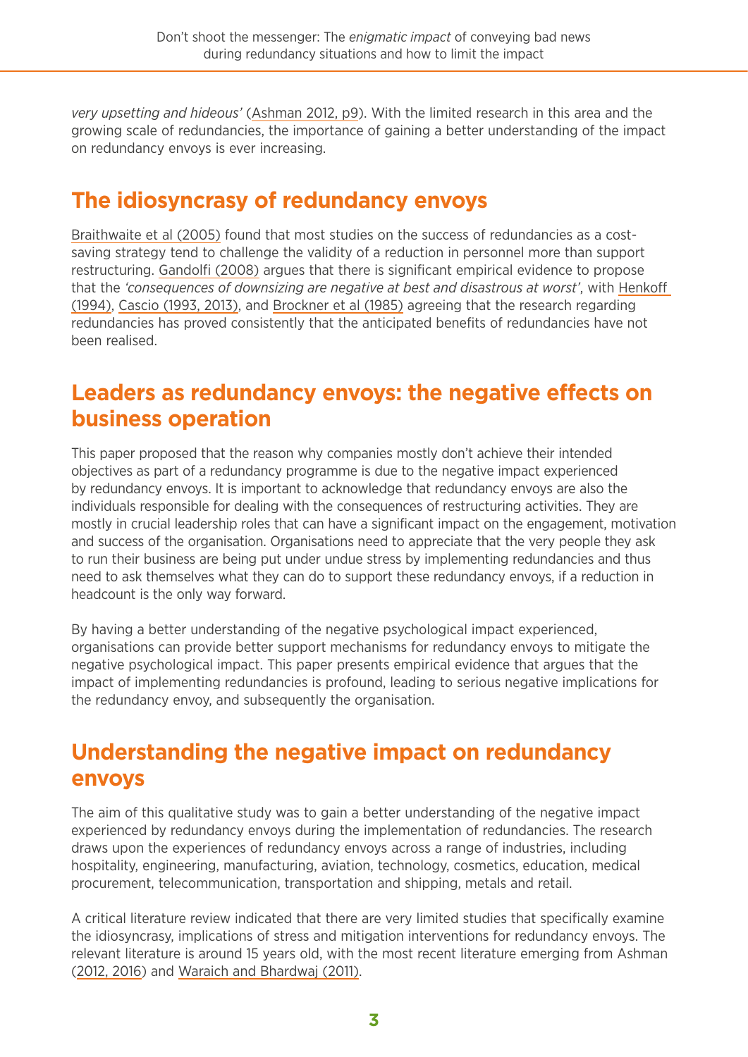*very upsetting and hideous'* (Ashman 2012, p9). With the limited research in this area and the growing scale of redundancies, the importance of gaining a better understanding of the impact on redundancy envoys is ever increasing.

## The idiosyncrasy of redundancy envoys

Braithwaite et al (2005) found that most studies on the success of redundancies as a cost-saving strategy tend to challenge the validity of a reduction in personnel more than support restructuring. Gandolfi (2008) argues that there is significant empirical evidence to propose that the *'consequences of downsizing are negative at best and disastrous at worst'*, with Henkoff (1994), Cascio (1993, 2013), and Brockner et al (1985) agreeing that the research regarding redundancies has proved consistently that the anticipated benefits of redundancies have not been realised.

## Leaders as redundancy envoys: the negative effects on business operation

This paper proposed that the reason why companies mostly don't achieve their intended objectives as part of a redundancy programme is due to the negative impact experienced by redundancy envoys. It is important to acknowledge that redundancy envoys are also the individuals responsible for dealing with the consequences of restructuring activities. They are mostly in crucial leadership roles that can have a significant impact on the engagement, motivation and success of the organisation. Organisations need to appreciate that the very people they ask to run their business are being put under undue stress by implementing redundancies and thus need to ask themselves what they can do to support these redundancy envoys, if a reduction in headcount is the only way forward.

By having a better understanding of the negative psychological impact experienced, organisations can provide better support mechanisms for redundancy envoys to mitigate the negative psychological impact. This paper presents empirical evidence that argues that the impact of implementing redundancies is profound, leading to serious negative implications for the redundancy envoy, and subsequently the organisation.

## Understanding the negative impact on redundancy envoys

The aim of this qualitative study was to gain a better understanding of the negative impact experienced by redundancy envoys during the implementation of redundancies. The research draws upon the experiences of redundancy envoys across a range of industries, including hospitality, engineering, manufacturing, aviation, technology, cosmetics, education, medical procurement, telecommunication, transportation and shipping, metals and retail.

A critical literature review indicated that there are very limited studies that specifically examine the idiosyncrasy, implications of stress and mitigation interventions for redundancy envoys. The relevant literature is around 15 years old, with the most recent literature emerging from Ashman (2012, 2016) and Waraich and Bhardwaj (2011).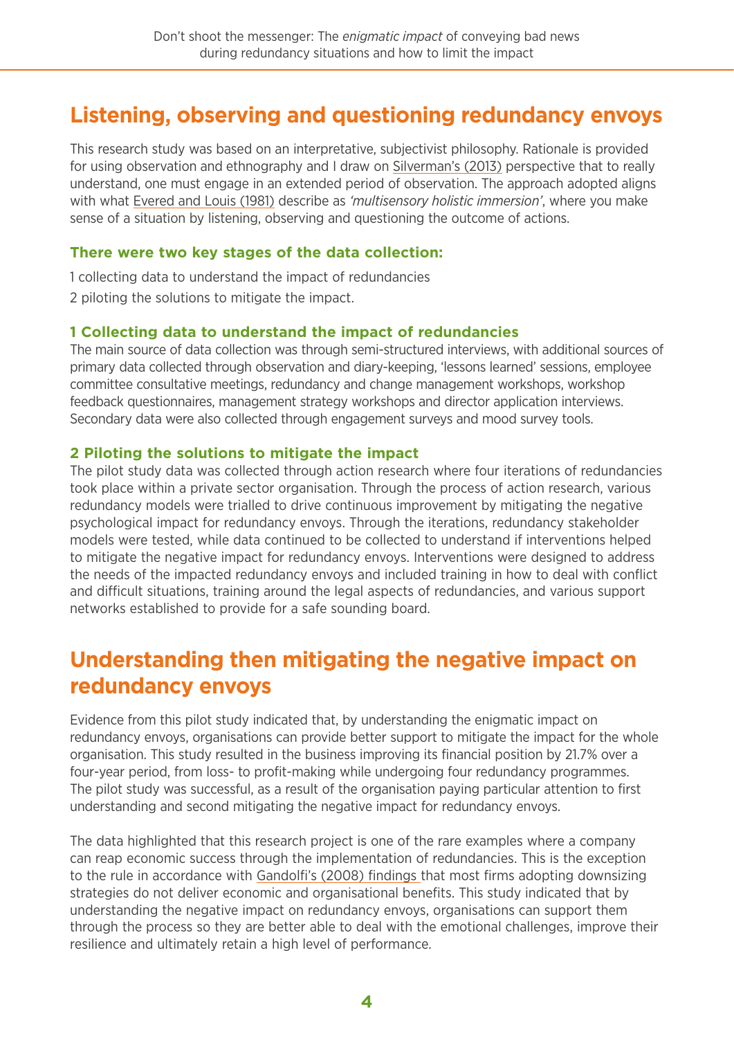## Listening, observing and questioning redundancy envoys

This research study was based on an interpretative, subjectivist philosophy. Rationale is provided for using observation and ethnography and I draw on Silverman's (2013) perspective that to really understand, one must engage in an extended period of observation. The approach adopted aligns with what Evered and Louis (1981) describe as *'multisensory holistic immersion'*, where you make sense of a situation by listening, observing and questioning the outcome of actions.

### There were two key stages of the data collection:

1 collecting data to understand the impact of redundancies

2 piloting the solutions to mitigate the impact.

### 1 Collecting data to understand the impact of redundancies

The main source of data collection was through semi-structured interviews, with additional sources of primary data collected through observation and diary-keeping, 'lessons learned' sessions, employee committee consultative meetings, redundancy and change management workshops, workshop feedback questionnaires, management strategy workshops and director application interviews. Secondary data were also collected through engagement surveys and mood survey tools.

### 2 Piloting the solutions to mitigate the impact

The pilot study data was collected through action research where four iterations of redundancies took place within a private sector organisation. Through the process of action research, various redundancy models were trialled to drive continuous improvement by mitigating the negative psychological impact for redundancy envoys. Through the iterations, redundancy stakeholder models were tested, while data continued to be collected to understand if interventions helped to mitigate the negative impact for redundancy envoys. Interventions were designed to address the needs of the impacted redundancy envoys and included training in how to deal with conflict and difficult situations, training around the legal aspects of redundancies, and various support networks established to provide for a safe sounding board.

## Understanding then mitigating the negative impact on redundancy envoys

Evidence from this pilot study indicated that, by understanding the enigmatic impact on redundancy envoys, organisations can provide better support to mitigate the impact for the whole organisation. This study resulted in the business improving its financial position by 21.7% over a four-year period, from loss- to profit-making while undergoing four redundancy programmes. The pilot study was successful, as a result of the organisation paying particular attention to first understanding and second mitigating the negative impact for redundancy envoys.

The data highlighted that this research project is one of the rare examples where a company can reap economic success through the implementation of redundancies. This is the exception to the rule in accordance with Gandolfi's (2008) findings that most firms adopting downsizing strategies do not deliver economic and organisational benefits. This study indicated that by understanding the negative impact on redundancy envoys, organisations can support them through the process so they are better able to deal with the emotional challenges, improve their resilience and ultimately retain a high level of performance.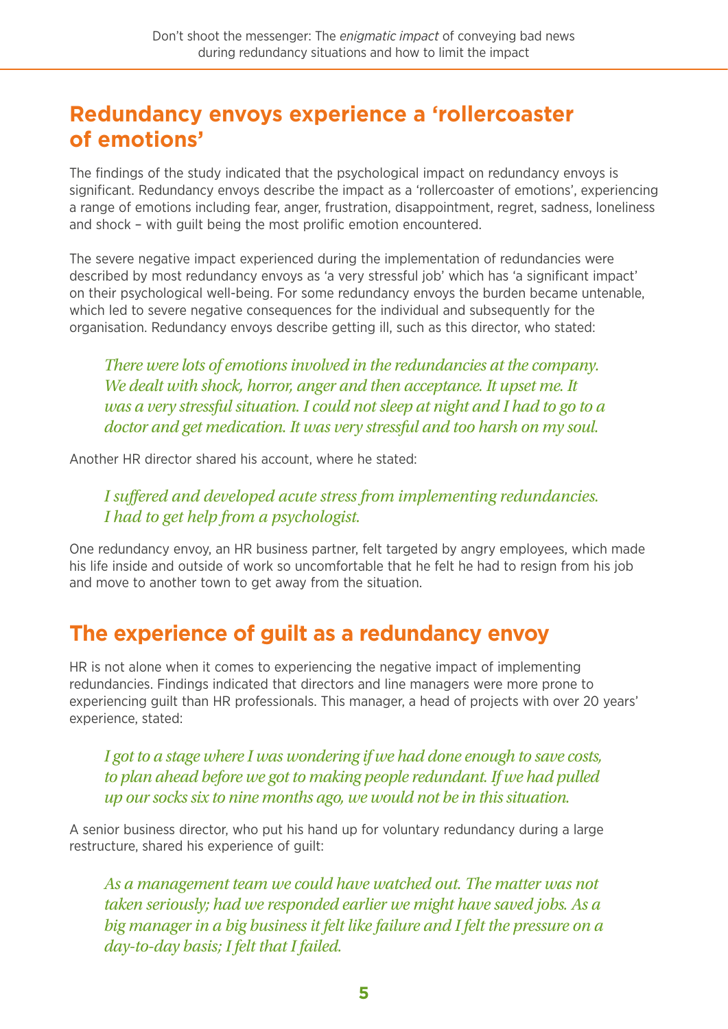## Redundancy envoys experience a 'rollercoaster of emotions'

The findings of the study indicated that the psychological impact on redundancy envoys is significant. Redundancy envoys describe the impact as a 'rollercoaster of emotions', experiencing a range of emotions including fear, anger, frustration, disappointment, regret, sadness, loneliness and shock – with guilt being the most prolific emotion encountered.

The severe negative impact experienced during the implementation of redundancies were described by most redundancy envoys as 'a very stressful job' which has 'a significant impact' on their psychological well-being. For some redundancy envoys the burden became untenable, which led to severe negative consequences for the individual and subsequently for the organisation. Redundancy envoys describe getting ill, such as this director, who stated:

> *There were lots of emotions involved in the redundancies at the company. We dealt with shock, horror, anger and then acceptance. It upset me. It was a very stressful situation. I could not sleep at night and I had to go to a doctor and get medication. It was very stressful and too harsh on my soul.*

Another HR director shared his account, where he stated:

> *I suffered and developed acute stress from implementing redundancies. I had to get help from a psychologist.*

One redundancy envoy, an HR business partner, felt targeted by angry employees, which made his life inside and outside of work so uncomfortable that he felt he had to resign from his job and move to another town to get away from the situation.

## The experience of guilt as a redundancy envoy

HR is not alone when it comes to experiencing the negative impact of implementing redundancies. Findings indicated that directors and line managers were more prone to experiencing guilt than HR professionals. This manager, a head of projects with over 20 years' experience, stated:

> *I got to a stage where I was wondering if we had done enough to save costs, to plan ahead before we got to making people redundant. If we had pulled up our socks six to nine months ago, we would not be in this situation.*

A senior business director, who put his hand up for voluntary redundancy during a large restructure, shared his experience of guilt:

> *As a management team we could have watched out. The matter was not taken seriously; had we responded earlier we might have saved jobs. As a big manager in a big business it felt like failure and I felt the pressure on a day-to-day basis; I felt that I failed.*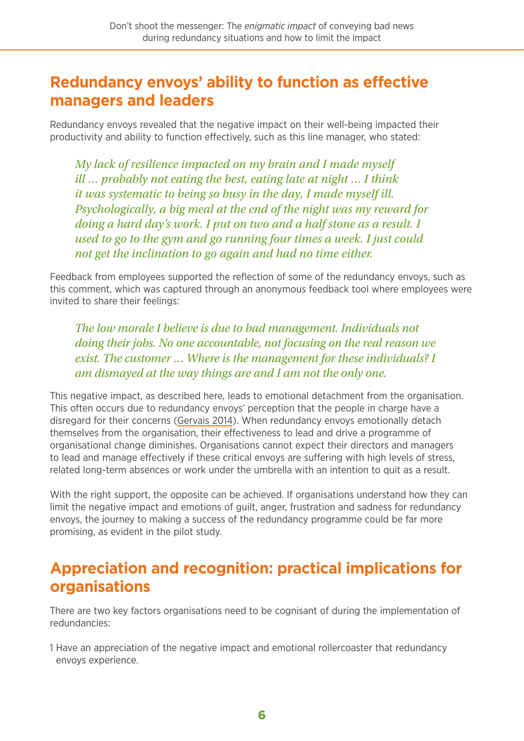## Redundancy envoys' ability to function as effective managers and leaders

Redundancy envoys revealed that the negative impact on their well-being impacted their productivity and ability to function effectively, such as this line manager, who stated:

> *My lack of resilience impacted on my brain and I made myself ill … probably not eating the best, eating late at night … I think it was systematic to being so busy in the day, I made myself ill. Psychologically, a big meal at the end of the night was my reward for doing a hard day's work. I put on two and a half stone as a result. I used to go to the gym and go running four times a week. I just could not get the inclination to go again and had no time either.*

Feedback from employees supported the reflection of some of the redundancy envoys, such as this comment, which was captured through an anonymous feedback tool where employees were invited to share their feelings:

> *The low morale I believe is due to bad management. Individuals not doing their jobs. No one accountable, not focusing on the real reason we exist. The customer … Where is the management for these individuals? I am dismayed at the way things are and I am not the only one.*

This negative impact, as described here, leads to emotional detachment from the organisation. This often occurs due to redundancy envoys' perception that the people in charge have a disregard for their concerns (Gervais 2014). When redundancy envoys emotionally detach themselves from the organisation, their effectiveness to lead and drive a programme of organisational change diminishes. Organisations cannot expect their directors and managers to lead and manage effectively if these critical envoys are suffering with high levels of stress, related long-term absences or work under the umbrella with an intention to quit as a result.

With the right support, the opposite can be achieved. If organisations understand how they can limit the negative impact and emotions of guilt, anger, frustration and sadness for redundancy envoys, the journey to making a success of the redundancy programme could be far more promising, as evident in the pilot study.

## Appreciation and recognition: practical implications for organisations

There are two key factors organisations need to be cognisant of during the implementation of redundancies:

1. Have an appreciation of the negative impact and emotional rollercoaster that redundancy envoys experience.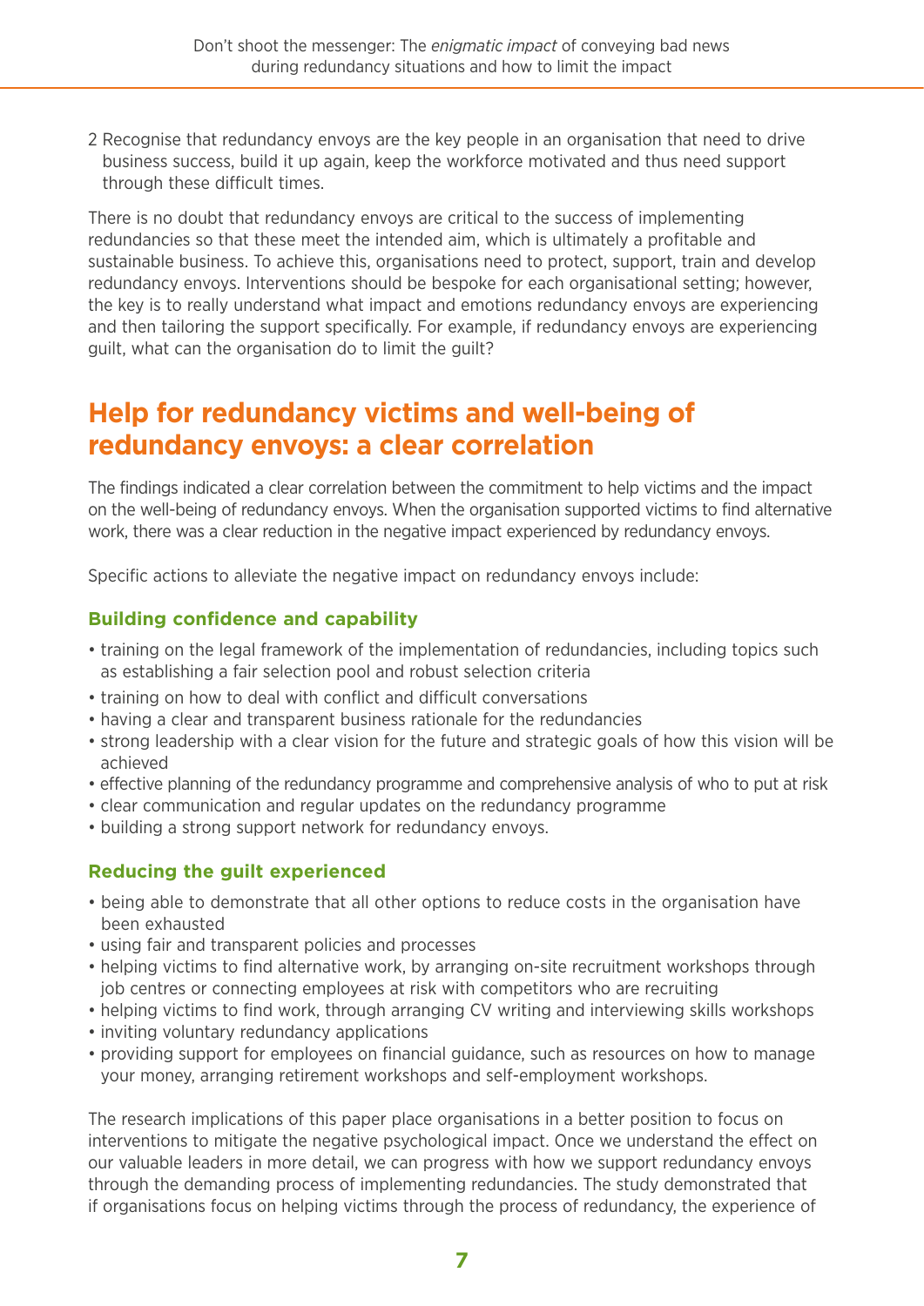2 Recognise that redundancy envoys are the key people in an organisation that need to drive business success, build it up again, keep the workforce motivated and thus need support through these difficult times.

There is no doubt that redundancy envoys are critical to the success of implementing redundancies so that these meet the intended aim, which is ultimately a profitable and sustainable business. To achieve this, organisations need to protect, support, train and develop redundancy envoys. Interventions should be bespoke for each organisational setting; however, the key is to really understand what impact and emotions redundancy envoys are experiencing and then tailoring the support specifically. For example, if redundancy envoys are experiencing guilt, what can the organisation do to limit the guilt?

## Help for redundancy victims and well-being of redundancy envoys: a clear correlation

The findings indicated a clear correlation between the commitment to help victims and the impact on the well-being of redundancy envoys. When the organisation supported victims to find alternative work, there was a clear reduction in the negative impact experienced by redundancy envoys.

Specific actions to alleviate the negative impact on redundancy envoys include:

### Building confidence and capability

- training on the legal framework of the implementation of redundancies, including topics such as establishing a fair selection pool and robust selection criteria
- training on how to deal with conflict and difficult conversations
- having a clear and transparent business rationale for the redundancies
- strong leadership with a clear vision for the future and strategic goals of how this vision will be achieved
- effective planning of the redundancy programme and comprehensive analysis of who to put at risk
- clear communication and regular updates on the redundancy programme
- building a strong support network for redundancy envoys.

### Reducing the guilt experienced

- being able to demonstrate that all other options to reduce costs in the organisation have been exhausted
- using fair and transparent policies and processes
- helping victims to find alternative work, by arranging on-site recruitment workshops through job centres or connecting employees at risk with competitors who are recruiting
- helping victims to find work, through arranging CV writing and interviewing skills workshops
- inviting voluntary redundancy applications
- providing support for employees on financial guidance, such as resources on how to manage your money, arranging retirement workshops and self-employment workshops.

The research implications of this paper place organisations in a better position to focus on interventions to mitigate the negative psychological impact. Once we understand the effect on our valuable leaders in more detail, we can progress with how we support redundancy envoys through the demanding process of implementing redundancies. The study demonstrated that if organisations focus on helping victims through the process of redundancy, the experience of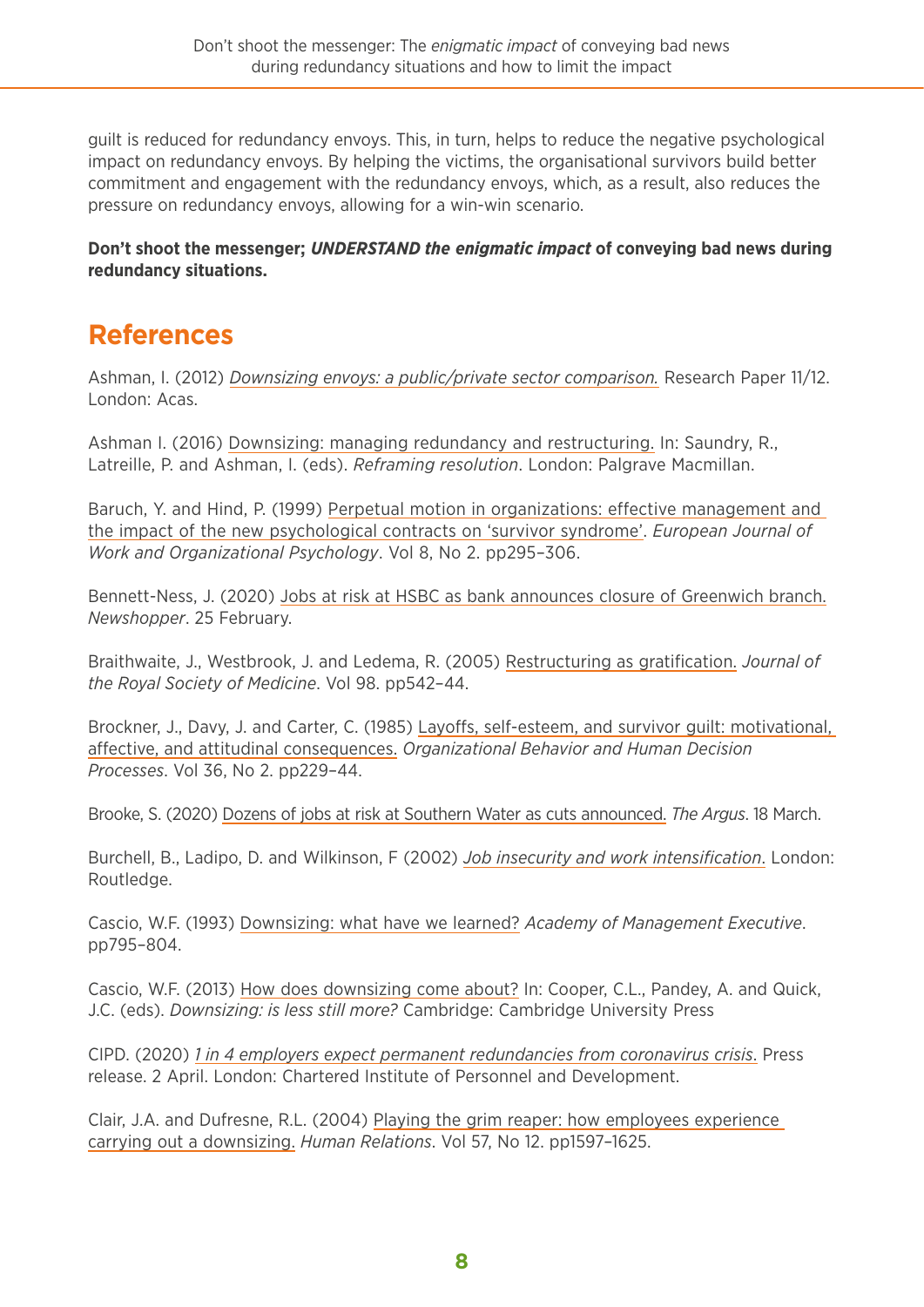guilt is reduced for redundancy envoys. This, in turn, helps to reduce the negative psychological impact on redundancy envoys. By helping the victims, the organisational survivors build better commitment and engagement with the redundancy envoys, which, as a result, also reduces the pressure on redundancy envoys, allowing for a win-win scenario.

**Don't shoot the messenger; *UNDERSTAND the enigmatic impact* of conveying bad news during redundancy situations.**

## References

Ashman, I. (2012) *Downsizing envoys: a public/private sector comparison.* Research Paper 11/12. London: Acas.

Ashman I. (2016) Downsizing: managing redundancy and restructuring. In: Saundry, R., Latreille, P. and Ashman, I. (eds). *Reframing resolution*. London: Palgrave Macmillan.

Baruch, Y. and Hind, P. (1999) Perpetual motion in organizations: effective management and the impact of the new psychological contracts on 'survivor syndrome'. *European Journal of Work and Organizational Psychology*. Vol 8, No 2. pp295–306.

Bennett-Ness, J. (2020) Jobs at risk at HSBC as bank announces closure of Greenwich branch. *Newshopper*. 25 February.

Braithwaite, J., Westbrook, J. and Ledema, R. (2005) Restructuring as gratification. *Journal of the Royal Society of Medicine*. Vol 98. pp542–44.

Brockner, J., Davy, J. and Carter, C. (1985) Layoffs, self-esteem, and survivor guilt: motivational, affective, and attitudinal consequences. *Organizational Behavior and Human Decision Processes*. Vol 36, No 2. pp229–44.

Brooke, S. (2020) Dozens of jobs at risk at Southern Water as cuts announced. *The Argus*. 18 March.

Burchell, B., Ladipo, D. and Wilkinson, F (2002) *Job insecurity and work intensification*. London: Routledge.

Cascio, W.F. (1993) Downsizing: what have we learned? *Academy of Management Executive*. pp795–804.

Cascio, W.F. (2013) How does downsizing come about? In: Cooper, C.L., Pandey, A. and Quick, J.C. (eds). *Downsizing: is less still more?* Cambridge: Cambridge University Press

CIPD. (2020) *1 in 4 employers expect permanent redundancies from coronavirus crisis*. Press release. 2 April. London: Chartered Institute of Personnel and Development.

Clair, J.A. and Dufresne, R.L. (2004) Playing the grim reaper: how employees experience carrying out a downsizing. *Human Relations*. Vol 57, No 12. pp1597–1625.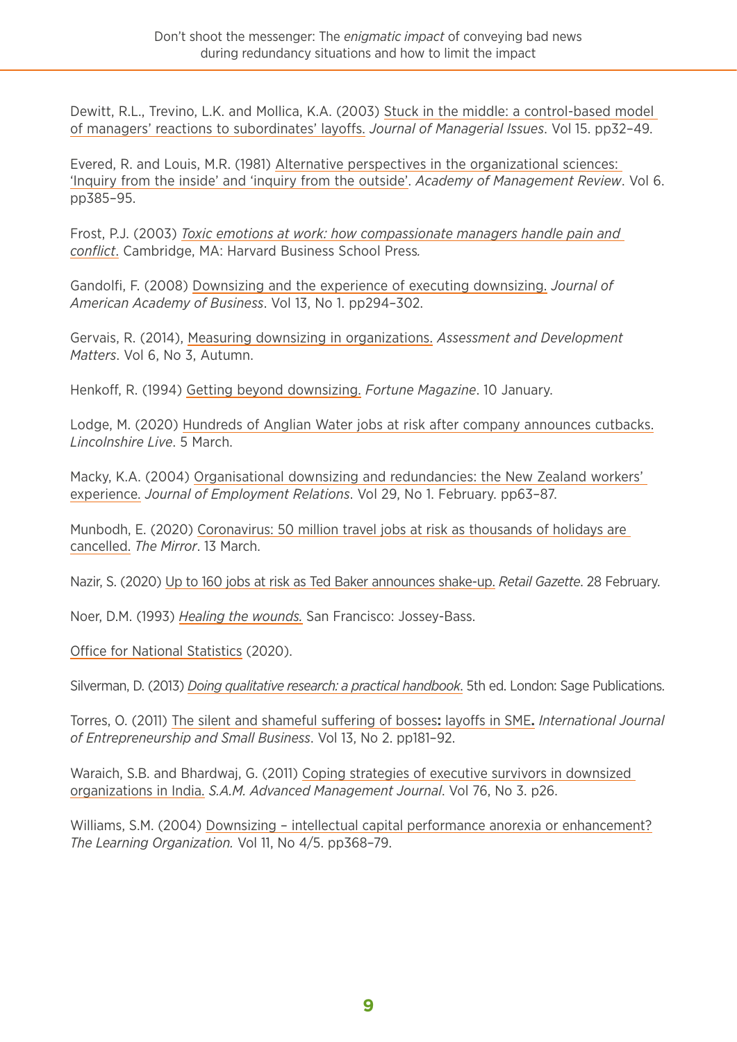Dewitt, R.L., Trevino, L.K. and Mollica, K.A. (2003) Stuck in the middle: a control-based model of managers' reactions to subordinates' layoffs. *Journal of Managerial Issues*. Vol 15. pp32–49.

Evered, R. and Louis, M.R. (1981) Alternative perspectives in the organizational sciences: 'Inquiry from the inside' and 'inquiry from the outside'. *Academy of Management Review*. Vol 6. pp385–95.

Frost, P.J. (2003) *Toxic emotions at work: how compassionate managers handle pain and conflict*. Cambridge, MA: Harvard Business School Press.

Gandolfi, F. (2008) Downsizing and the experience of executing downsizing. *Journal of American Academy of Business*. Vol 13, No 1. pp294–302.

Gervais, R. (2014), Measuring downsizing in organizations. *Assessment and Development Matters*. Vol 6, No 3, Autumn.

Henkoff, R. (1994) Getting beyond downsizing. *Fortune Magazine*. 10 January.

Lodge, M. (2020) Hundreds of Anglian Water jobs at risk after company announces cutbacks. *Lincolnshire Live*. 5 March.

Macky, K.A. (2004) Organisational downsizing and redundancies: the New Zealand workers' experience. *Journal of Employment Relations*. Vol 29, No 1. February. pp63–87.

Munbodh, E. (2020) Coronavirus: 50 million travel jobs at risk as thousands of holidays are cancelled. *The Mirror*. 13 March.

Nazir, S. (2020) Up to 160 jobs at risk as Ted Baker announces shake-up. *Retail Gazette*. 28 February.

Noer, D.M. (1993) *Healing the wounds.* San Francisco: Jossey-Bass.

Office for National Statistics (2020).

Silverman, D. (2013) *Doing qualitative research: a practical handbook*. 5th ed. London: Sage Publications.

Torres, O. (2011) The silent and shameful suffering of bosses**:** layoffs in SME**.** *International Journal of Entrepreneurship and Small Business*. Vol 13, No 2. pp181–92.

Waraich, S.B. and Bhardwaj, G. (2011) Coping strategies of executive survivors in downsized organizations in India. *S.A.M. Advanced Management Journal*. Vol 76, No 3. p26.

Williams, S.M. (2004) Downsizing – intellectual capital performance anorexia or enhancement? *The Learning Organization.* Vol 11, No 4/5. pp368–79.